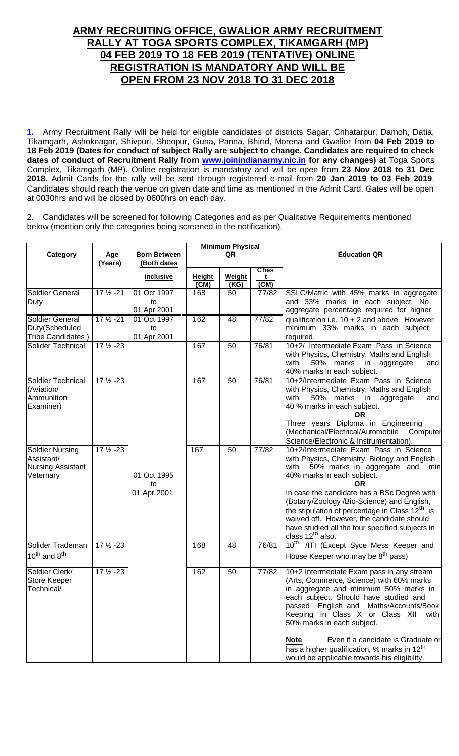# ARMY RECRUITING OFFICE, GWALIOR ARMY RECRUITMENT RALLY AT TOGA SPORTS COMPLEX, TIKAMGARH (MP) 04 FEB 2019 TO 18 FEB 2019 (TENTATIVE) ONLINE REGISTRATION IS MANDATORY AND WILL BE OPEN FROM 23 NOV 2018 TO 31 DEC 2018

**1.** Army Recruitment Rally will be held for eligible candidates of districts Sagar, Chhatarpur, Damoh, Datia, Tikamgarh, Ashoknagar, Shivpuri, Sheopur, Guna, Panna, Bhind, Morena and Gwalior from **04 Feb 2019 to 18 Feb 2019 (Dates for conduct of subject Rally are subject to change. Candidates are required to check dates of conduct of Recruitment Rally from [www.joinindianarmy.nic.in](www.joinindianarmy.nic.in) for any changes)** at Toga Sports Complex, Tikamgarh (MP). Online registration is mandatory and will be open from **23 Nov 2018 to 31 Dec 2018**. Admit Cards for the rally will be sent through registered e-mail from **20 Jan 2019 to 03 Feb 2019**. Candidates should reach the venue on given date and time as mentioned in the Admit Card. Gates will be open at 0030hrs and will be closed by 0600hrs on each day.

2. Candidates will be screened for following Categories and as per Qualitative Requirements mentioned below (mention only the categories being screened in the notification).

| Category | Age (Years) | Born Between (Both dates inclusive | Minimum Physical QR | | | Education QR |
|---|---|---|---|---|---|---|
| | | | Height (CM) | Weight (KG) | Chest (CM) | |
| Soldier General Duty | 17 ½ -21 | 01 Oct 1997 to 01 Apr 2001 | 168 | 50 | 77/82 | SSLC/Matric with 45% marks in aggregate and 33% marks in each subject. No aggregate percentage required for higher qualification i.e. 10 + 2 and above. However minimum 33% marks in each subject required. |
| Soldier General Duty(Scheduled Tribe Candidates ) | 17 ½ -21 | 01 Oct 1997 to 01 Apr 2001 | 162 | 48 | 77/82 | |
| Solider Technical | 17 ½ -23 | 01 Oct 1995 to 01 Apr 2001 | 167 | 50 | 76/81 | 10+2/ Intermediate Exam Pass in Science with Physics, Chemistry, Maths and English with 50% marks in aggregate and 40% marks in each subject. |
| Soldier Technical (Aviation/ Ammunition Examiner) | 17 ½ -23 | | 167 | 50 | 76/81 | 10+2/Intermediate Exam Pass in Science with Physics, Chemistry, Maths and English with 50% marks in aggregate and 40 % marks in each subject. **OR** Three years Diploma in Engineering (Mechanical/Electrical/Automobile Computer Science/Electronic & Instrumentation). |
| Soldier Nursing Assistant/ Nursing Assistant Veternary | 17 ½ -23 | | 167 | 50 | 77/82 | 10+2/Intermediate Exam Pass in Science with Physics, Chemistry, Biology and English with 50% marks in aggregate and min 40% marks in each subject. **OR** In case the candidate has a BSc Degree with (Botany/Zoology /Bio-Science) and English, the stipulation of percentage in Class 12th is waived off. However, the candidate should have studied all the four specified subjects in class 12th also. |
| Solider Trademan 10th and 8th | 17 ½ -23 | | 168 | 48 | 76/81 | 10th /ITI (Except Syce Mess Keeper and House Keeper who may be 8th pass) |
| Soldier Clerk/ Store Keeper Technical/ | 17 ½ -23 | | 162 | 50 | 77/82 | 10+2 Intermediate Exam pass in any stream (Arts, Commerce, Science) with 60% marks in aggregate and minimum 50% marks in each subject. Should have studied and passed English and Maths/Accounts/Book Keeping in Class X or Class XII with 50% marks in each subject. **Note** Even if a candidate is Graduate or has a higher qualification, % marks in 12th would be applicable towards his eligibility. |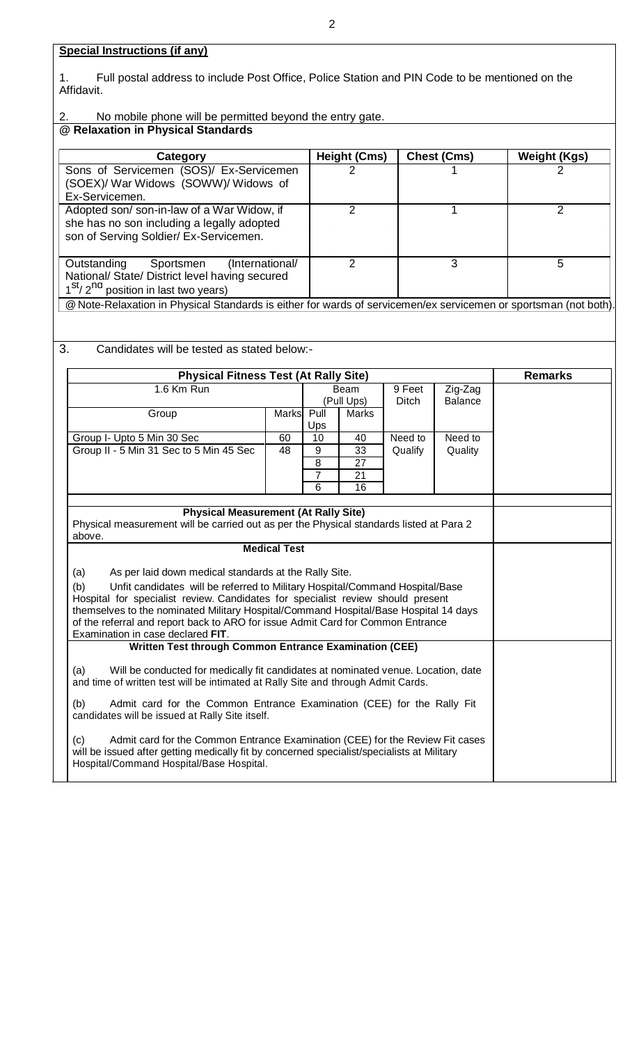**Special Instructions (if any)**

1. Full postal address to include Post Office, Police Station and PIN Code to be mentioned on the Affidavit.

2. No mobile phone will be permitted beyond the entry gate.

**@ Relaxation in Physical Standards**

| Category | Height (Cms) | Chest (Cms) | Weight (Kgs) |
|---|---|---|---|
| Sons of Servicemen (SOS)/ Ex-Servicemen (SOEX)/ War Widows (SOWW)/ Widows of Ex-Servicemen. | 2 | 1 | 2 |
| Adopted son/ son-in-law of a War Widow, if she has no son including a legally adopted son of Serving Soldier/ Ex-Servicemen. | 2 | 1 | 2 |
| Outstanding Sportsmen (International/ National/ State/ District level having secured 1st/ 2nd position in last two years) | 2 | 3 | 5 |

@ Note-Relaxation in Physical Standards is either for wards of servicemen/ex servicemen or sportsman (not both).

3. Candidates will be tested as stated below:-

| Physical Fitness Test (At Rally Site) | | | | | | Remarks |
|---|---|---|---|---|---|---|
| 1.6 Km Run | | Beam (Pull Ups) | | 9 Feet Ditch | Zig-Zag Balance | |
| Group | Marks | Pull Ups | Marks | | | |
| Group I- Upto 5 Min 30 Sec | 60 | 10 | 40 | Need to Qualify | Need to Quality | |
| Group II - 5 Min 31 Sec to 5 Min 45 Sec | 48 | 9 | 33 | | | |
| | | 8 | 27 | | | |
| | | 7 | 21 | | | |
| | | 6 | 16 | | | |

**Physical Measurement (At Rally Site)**

Physical measurement will be carried out as per the Physical standards listed at Para 2 above.

**Medical Test**

(a) As per laid down medical standards at the Rally Site.

(b) Unfit candidates will be referred to Military Hospital/Command Hospital/Base Hospital for specialist review. Candidates for specialist review should present themselves to the nominated Military Hospital/Command Hospital/Base Hospital 14 days of the referral and report back to ARO for issue Admit Card for Common Entrance Examination in case declared **FIT**.

**Written Test through Common Entrance Examination (CEE)**

(a) Will be conducted for medically fit candidates at nominated venue. Location, date and time of written test will be intimated at Rally Site and through Admit Cards.

(b) Admit card for the Common Entrance Examination (CEE) for the Rally Fit candidates will be issued at Rally Site itself.

(c) Admit card for the Common Entrance Examination (CEE) for the Review Fit cases will be issued after getting medically fit by concerned specialist/specialists at Military Hospital/Command Hospital/Base Hospital.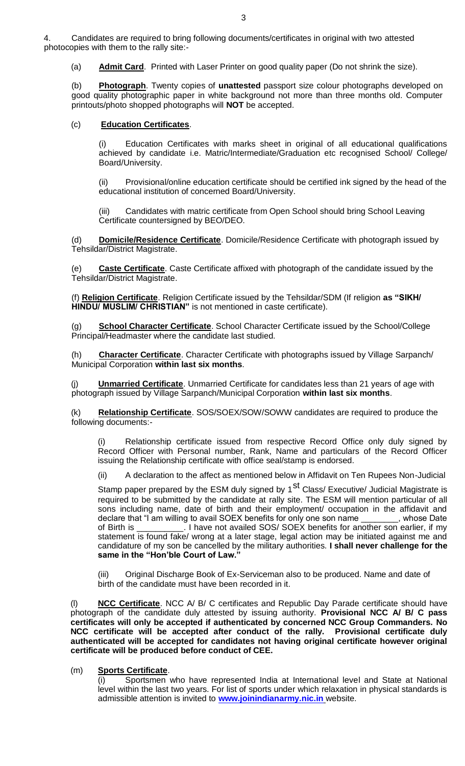4. Candidates are required to bring following documents/certificates in original with two attested photocopies with them to the rally site:-

(a) **Admit Card**. Printed with Laser Printer on good quality paper (Do not shrink the size).

(b) **Photograph**. Twenty copies of **unattested** passport size colour photographs developed on good quality photographic paper in white background not more than three months old. Computer printouts/photo shopped photographs will **NOT** be accepted.

(c) **Education Certificates**.

(i) Education Certificates with marks sheet in original of all educational qualifications achieved by candidate i.e. Matric/Intermediate/Graduation etc recognised School/ College/ Board/University.

(ii) Provisional/online education certificate should be certified ink signed by the head of the educational institution of concerned Board/University.

(iii) Candidates with matric certificate from Open School should bring School Leaving Certificate countersigned by BEO/DEO.

(d) **Domicile/Residence Certificate**. Domicile/Residence Certificate with photograph issued by Tehsildar/District Magistrate.

(e) **Caste Certificate**. Caste Certificate affixed with photograph of the candidate issued by the Tehsildar/District Magistrate.

(f) **Religion Certificate**. Religion Certificate issued by the Tehsildar/SDM (If religion **as "SIKH/ HINDU/ MUSLIM/ CHRISTIAN"** is not mentioned in caste certificate).

(g) **School Character Certificate**. School Character Certificate issued by the School/College Principal/Headmaster where the candidate last studied.

(h) **Character Certificate**. Character Certificate with photographs issued by Village Sarpanch/ Municipal Corporation **within last six months**.

(j) **Unmarried Certificate**. Unmarried Certificate for candidates less than 21 years of age with photograph issued by Village Sarpanch/Municipal Corporation **within last six months**.

(k) **Relationship Certificate**. SOS/SOEX/SOW/SOWW candidates are required to produce the following documents:-

(i) Relationship certificate issued from respective Record Office only duly signed by Record Officer with Personal number, Rank, Name and particulars of the Record Officer issuing the Relationship certificate with office seal/stamp is endorsed.

(ii) A declaration to the affect as mentioned below in Affidavit on Ten Rupees Non-Judicial Stamp paper prepared by the ESM duly signed by 1st Class/ Executive/ Judicial Magistrate is required to be submitted by the candidate at rally site. The ESM will mention particular of all sons including name, date of birth and their employment/ occupation in the affidavit and declare that "I am willing to avail SOEX benefits for only one son name ________, whose Date of Birth is __________. I have not availed SOS/ SOEX benefits for another son earlier, if my statement is found fake/ wrong at a later stage, legal action may be initiated against me and candidature of my son be cancelled by the military authorities. **I shall never challenge for the same in the "Hon'ble Court of Law."**

(iii) Original Discharge Book of Ex-Serviceman also to be produced. Name and date of birth of the candidate must have been recorded in it.

(l) **NCC Certificate**. NCC A/ B/ C certificates and Republic Day Parade certificate should have photograph of the candidate duly attested by issuing authority. **Provisional NCC A/ B/ C pass certificates will only be accepted if authenticated by concerned NCC Group Commanders. No NCC certificate will be accepted after conduct of the rally. Provisional certificate duly authenticated will be accepted for candidates not having original certificate however original certificate will be produced before conduct of CEE.**

(m) **Sports Certificate**.

(i) Sportsmen who have represented India at International level and State at National level within the last two years. For list of sports under which relaxation in physical standards is admissible attention is invited to **www.joinindianarmy.nic.in** website.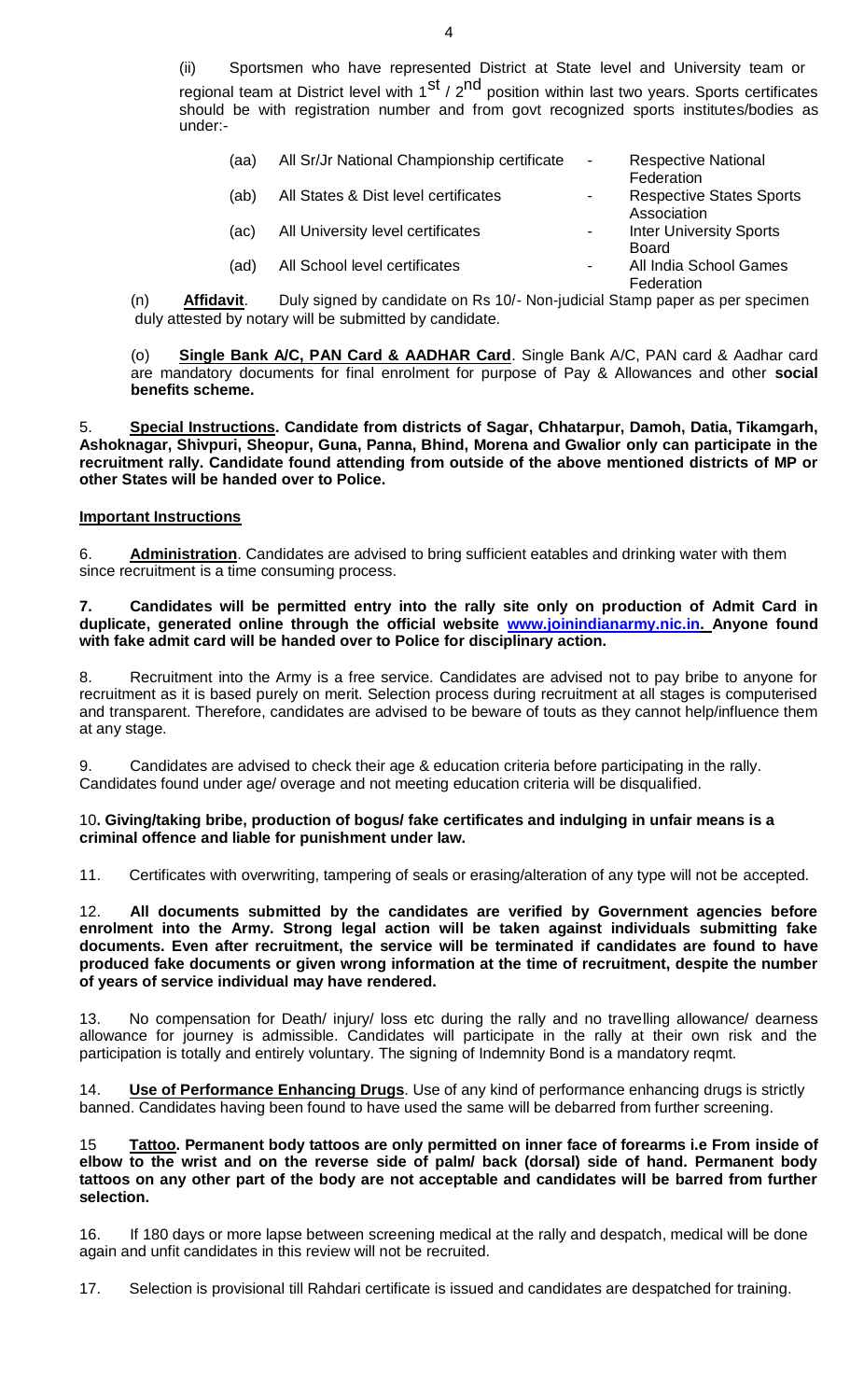(ii) Sportsmen who have represented District at State level and University team or regional team at District level with 1st / 2nd position within last two years. Sports certificates should be with registration number and from govt recognized sports institutes/bodies as under:-

| | | | |
|---|---|---|---|
| (aa) | All Sr/Jr National Championship certificate | - | Respective National Federation |
| (ab) | All States & Dist level certificates | - | Respective States Sports Association |
| (ac) | All University level certificates | - | Inter University Sports Board |
| (ad) | All School level certificates | - | All India School Games Federation |

(n) **Affidavit**. Duly signed by candidate on Rs 10/- Non-judicial Stamp paper as per specimen duly attested by notary will be submitted by candidate.

(o) **Single Bank A/C, PAN Card & AADHAR Card**. Single Bank A/C, PAN card & Aadhar card are mandatory documents for final enrolment for purpose of Pay & Allowances and other **social benefits scheme.**

5. **Special Instructions. Candidate from districts of Sagar, Chhatarpur, Damoh, Datia, Tikamgarh, Ashoknagar, Shivpuri, Sheopur, Guna, Panna, Bhind, Morena and Gwalior only can participate in the recruitment rally. Candidate found attending from outside of the above mentioned districts of MP or other States will be handed over to Police.**

**Important Instructions**

6. **Administration**. Candidates are advised to bring sufficient eatables and drinking water with them since recruitment is a time consuming process.

**7. Candidates will be permitted entry into the rally site only on production of Admit Card in duplicate, generated online through the official website www.joinindianarmy.nic.in. Anyone found with fake admit card will be handed over to Police for disciplinary action.**

8. Recruitment into the Army is a free service. Candidates are advised not to pay bribe to anyone for recruitment as it is based purely on merit. Selection process during recruitment at all stages is computerised and transparent. Therefore, candidates are advised to be beware of touts as they cannot help/influence them at any stage.

9. Candidates are advised to check their age & education criteria before participating in the rally. Candidates found under age/ overage and not meeting education criteria will be disqualified.

10**. Giving/taking bribe, production of bogus/ fake certificates and indulging in unfair means is a criminal offence and liable for punishment under law.**

11. Certificates with overwriting, tampering of seals or erasing/alteration of any type will not be accepted.

12. **All documents submitted by the candidates are verified by Government agencies before enrolment into the Army. Strong legal action will be taken against individuals submitting fake documents. Even after recruitment, the service will be terminated if candidates are found to have produced fake documents or given wrong information at the time of recruitment, despite the number of years of service individual may have rendered.**

13. No compensation for Death/ injury/ loss etc during the rally and no travelling allowance/ dearness allowance for journey is admissible. Candidates will participate in the rally at their own risk and the participation is totally and entirely voluntary. The signing of Indemnity Bond is a mandatory reqmt.

14. **Use of Performance Enhancing Drugs**. Use of any kind of performance enhancing drugs is strictly banned. Candidates having been found to have used the same will be debarred from further screening.

15 **Tattoo. Permanent body tattoos are only permitted on inner face of forearms i.e From inside of elbow to the wrist and on the reverse side of palm/ back (dorsal) side of hand. Permanent body tattoos on any other part of the body are not acceptable and candidates will be barred from further selection.**

16. If 180 days or more lapse between screening medical at the rally and despatch, medical will be done again and unfit candidates in this review will not be recruited.

17. Selection is provisional till Rahdari certificate is issued and candidates are despatched for training.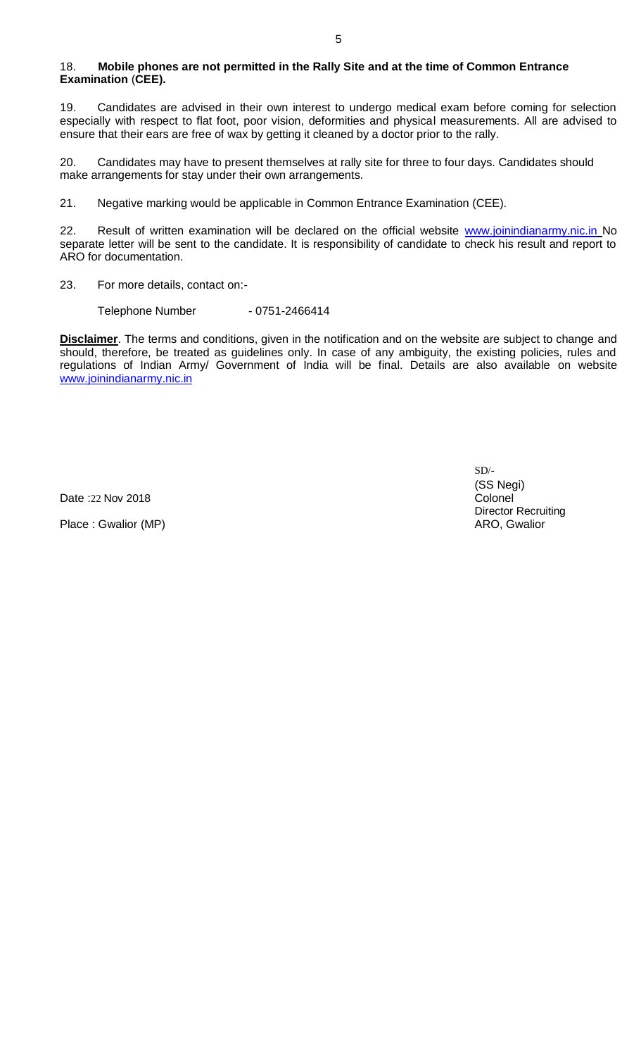18. **Mobile phones are not permitted in the Rally Site and at the time of Common Entrance Examination (CEE).**

19. Candidates are advised in their own interest to undergo medical exam before coming for selection especially with respect to flat foot, poor vision, deformities and physical measurements. All are advised to ensure that their ears are free of wax by getting it cleaned by a doctor prior to the rally.

20. Candidates may have to present themselves at rally site for three to four days. Candidates should make arrangements for stay under their own arrangements.

21. Negative marking would be applicable in Common Entrance Examination (CEE).

22. Result of written examination will be declared on the official website www.joinindianarmy.nic.in No separate letter will be sent to the candidate. It is responsibility of candidate to check his result and report to ARO for documentation.

23. For more details, contact on:-

Telephone Number - 0751-2466414

**Disclaimer**. The terms and conditions, given in the notification and on the website are subject to change and should, therefore, be treated as guidelines only. In case of any ambiguity, the existing policies, rules and regulations of Indian Army/ Government of India will be final. Details are also available on website www.joinindianarmy.nic.in

SD/-
(SS Negi)
Colonel
Director Recruiting
ARO, Gwalior

Date :22 Nov 2018

Place : Gwalior (MP)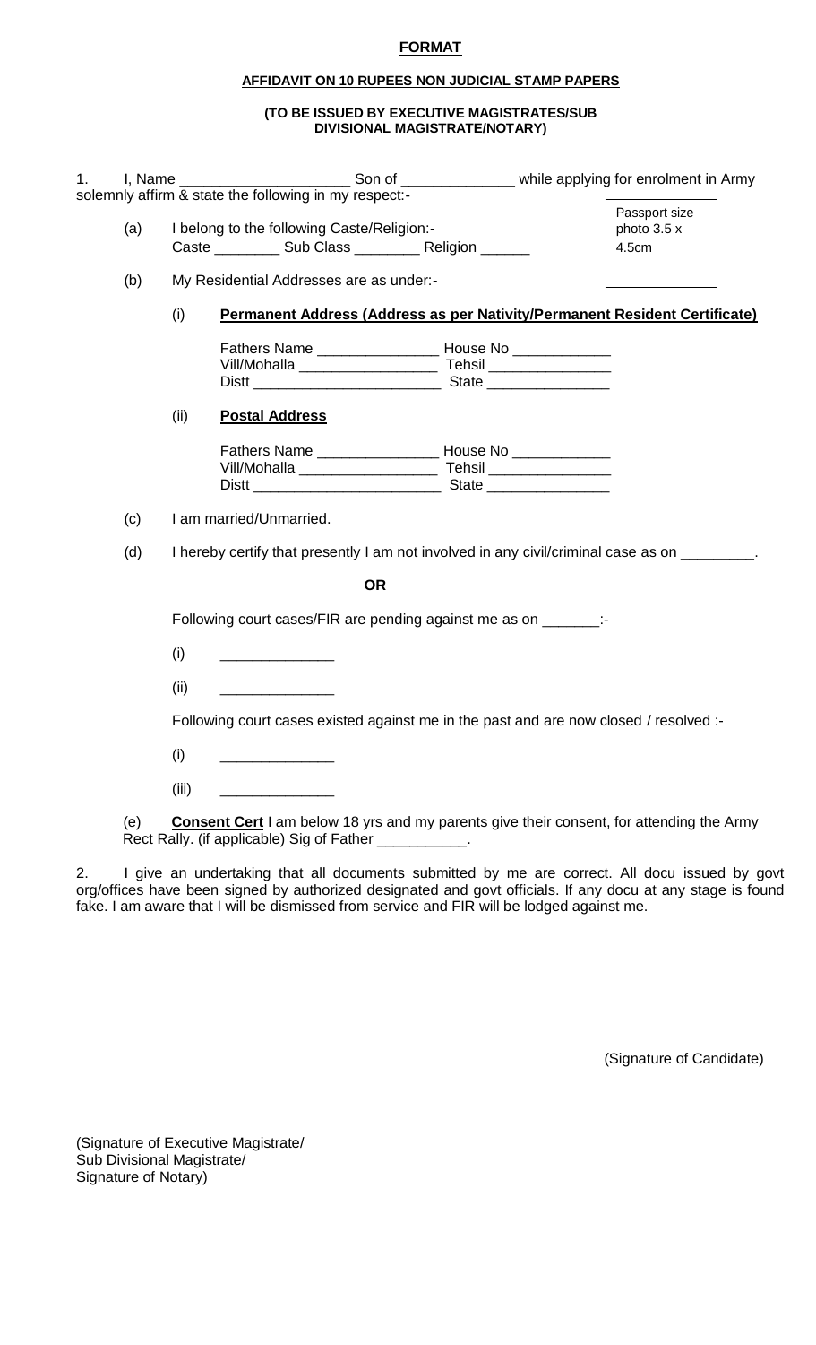# FORMAT

## AFFIDAVIT ON 10 RUPEES NON JUDICIAL STAMP PAPERS

**(TO BE ISSUED BY EXECUTIVE MAGISTRATES/SUB DIVISIONAL MAGISTRATE/NOTARY)**

1. I, Name ____________________ Son of _____________ while applying for enrolment in Army solemnly affirm & state the following in my respect:-

Passport size photo 3.5 x 4.5cm

(a) I belong to the following Caste/Religion:-
Caste ________ Sub Class ________ Religion ______

(b) My Residential Addresses are as under:-

(i) **Permanent Address (Address as per Nativity/Permanent Resident Certificate)**

Fathers Name _______________ House No ____________
Vill/Mohalla ________________ Tehsil _______________
Distt ______________________ State _______________

(ii) **Postal Address**

Fathers Name _______________ House No ____________
Vill/Mohalla ________________ Tehsil _______________
Distt ______________________ State _______________

(c) I am married/Unmarried.

(d) I hereby certify that presently I am not involved in any civil/criminal case as on _________.

**OR**

Following court cases/FIR are pending against me as on _______:-

(i) ______________

(ii) ______________

Following court cases existed against me in the past and are now closed / resolved :-

(i) ______________

(iii) ______________

(e) **Consent Cert** I am below 18 yrs and my parents give their consent, for attending the Army Rect Rally. (if applicable) Sig of Father ___________.

2. I give an undertaking that all documents submitted by me are correct. All docu issued by govt org/offices have been signed by authorized designated and govt officials. If any docu at any stage is found fake. I am aware that I will be dismissed from service and FIR will be lodged against me.

(Signature of Candidate)

(Signature of Executive Magistrate/
Sub Divisional Magistrate/
Signature of Notary)